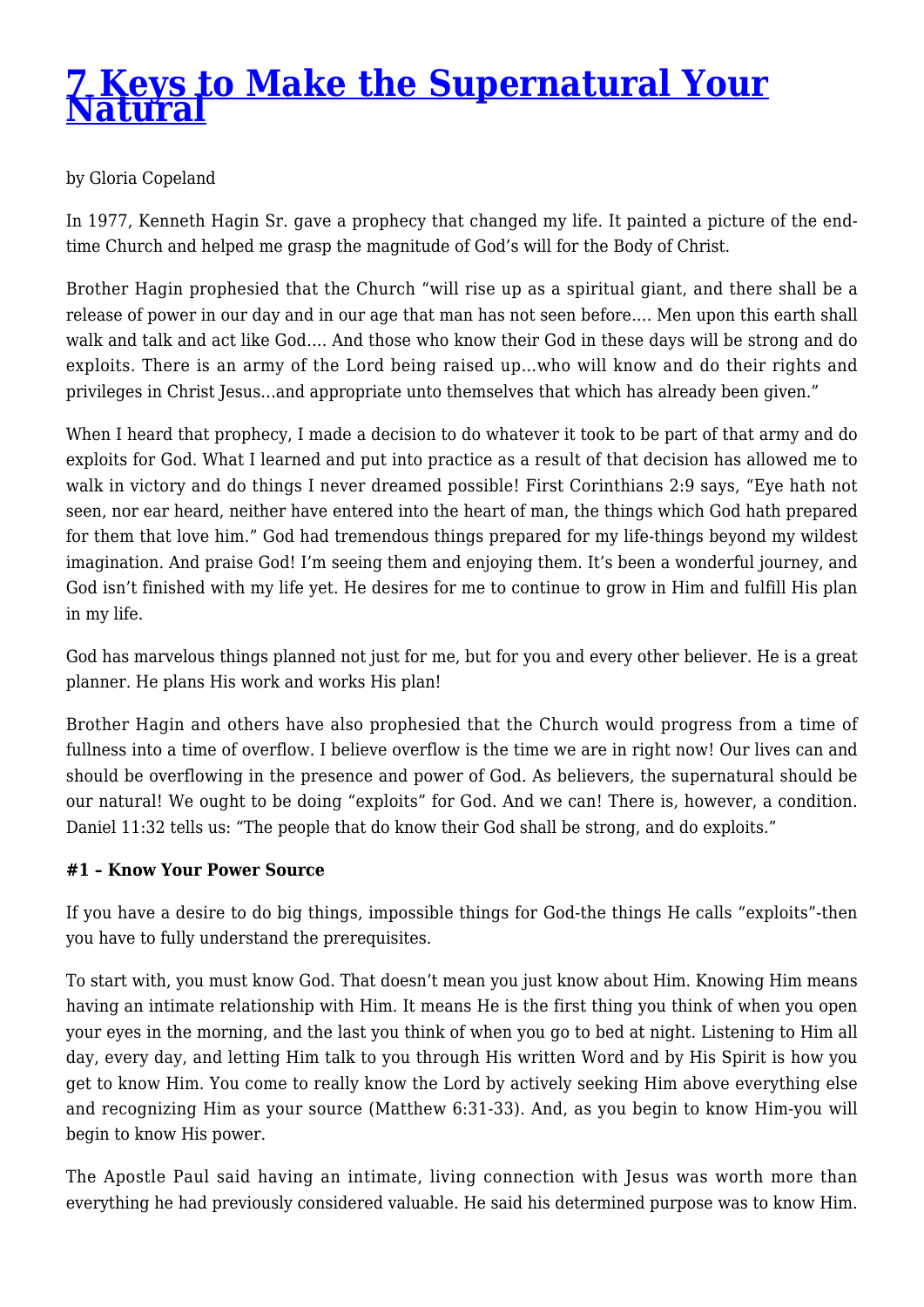# [7 Keys to Make the Supernatural Your Natural]()

by Gloria Copeland

In 1977, Kenneth Hagin Sr. gave a prophecy that changed my life. It painted a picture of the end-time Church and helped me grasp the magnitude of God's will for the Body of Christ.

Brother Hagin prophesied that the Church "will rise up as a spiritual giant, and there shall be a release of power in our day and in our age that man has not seen before.... Men upon this earth shall walk and talk and act like God.... And those who know their God in these days will be strong and do exploits. There is an army of the Lord being raised up...who will know and do their rights and privileges in Christ Jesus...and appropriate unto themselves that which has already been given."

When I heard that prophecy, I made a decision to do whatever it took to be part of that army and do exploits for God. What I learned and put into practice as a result of that decision has allowed me to walk in victory and do things I never dreamed possible! First Corinthians 2:9 says, "Eye hath not seen, nor ear heard, neither have entered into the heart of man, the things which God hath prepared for them that love him." God had tremendous things prepared for my life-things beyond my wildest imagination. And praise God! I'm seeing them and enjoying them. It's been a wonderful journey, and God isn't finished with my life yet. He desires for me to continue to grow in Him and fulfill His plan in my life.

God has marvelous things planned not just for me, but for you and every other believer. He is a great planner. He plans His work and works His plan!

Brother Hagin and others have also prophesied that the Church would progress from a time of fullness into a time of overflow. I believe overflow is the time we are in right now! Our lives can and should be overflowing in the presence and power of God. As believers, the supernatural should be our natural! We ought to be doing "exploits" for God. And we can! There is, however, a condition. Daniel 11:32 tells us: "The people that do know their God shall be strong, and do exploits."

**#1 – Know Your Power Source**

If you have a desire to do big things, impossible things for God-the things He calls "exploits"-then you have to fully understand the prerequisites.

To start with, you must know God. That doesn't mean you just know about Him. Knowing Him means having an intimate relationship with Him. It means He is the first thing you think of when you open your eyes in the morning, and the last you think of when you go to bed at night. Listening to Him all day, every day, and letting Him talk to you through His written Word and by His Spirit is how you get to know Him. You come to really know the Lord by actively seeking Him above everything else and recognizing Him as your source (Matthew 6:31-33). And, as you begin to know Him-you will begin to know His power.

The Apostle Paul said having an intimate, living connection with Jesus was worth more than everything he had previously considered valuable. He said his determined purpose was to know Him.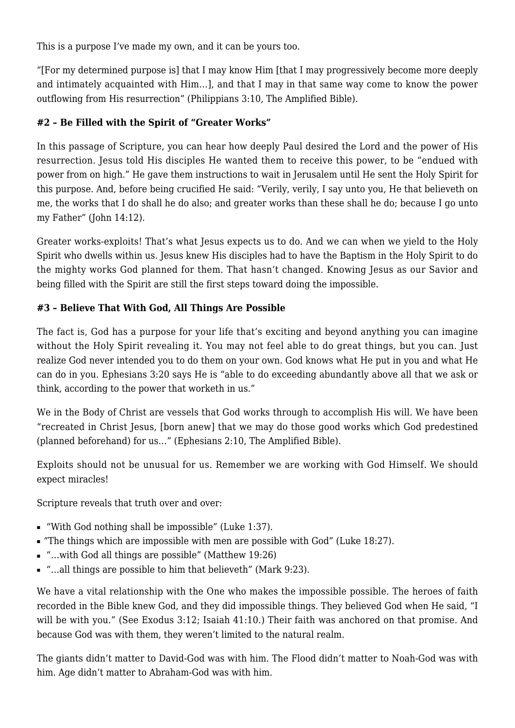This is a purpose I've made my own, and it can be yours too.

"[For my determined purpose is] that I may know Him [that I may progressively become more deeply and intimately acquainted with Him…], and that I may in that same way come to know the power outflowing from His resurrection" (Philippians 3:10, The Amplified Bible).

#### **#2 – Be Filled with the Spirit of "Greater Works"**

In this passage of Scripture, you can hear how deeply Paul desired the Lord and the power of His resurrection. Jesus told His disciples He wanted them to receive this power, to be "endued with power from on high." He gave them instructions to wait in Jerusalem until He sent the Holy Spirit for this purpose. And, before being crucified He said: "Verily, verily, I say unto you, He that believeth on me, the works that I do shall he do also; and greater works than these shall he do; because I go unto my Father" (John 14:12).

Greater works-exploits! That's what Jesus expects us to do. And we can when we yield to the Holy Spirit who dwells within us. Jesus knew His disciples had to have the Baptism in the Holy Spirit to do the mighty works God planned for them. That hasn't changed. Knowing Jesus as our Savior and being filled with the Spirit are still the first steps toward doing the impossible.

#### **#3 – Believe That With God, All Things Are Possible**

The fact is, God has a purpose for your life that's exciting and beyond anything you can imagine without the Holy Spirit revealing it. You may not feel able to do great things, but you can. Just realize God never intended you to do them on your own. God knows what He put in you and what He can do in you. Ephesians 3:20 says He is "able to do exceeding abundantly above all that we ask or think, according to the power that worketh in us."

We in the Body of Christ are vessels that God works through to accomplish His will. We have been "recreated in Christ Jesus, [born anew] that we may do those good works which God predestined (planned beforehand) for us…" (Ephesians 2:10, The Amplified Bible).

Exploits should not be unusual for us. Remember we are working with God Himself. We should expect miracles!

Scripture reveals that truth over and over:

- "With God nothing shall be impossible" (Luke 1:37).
- "The things which are impossible with men are possible with God" (Luke 18:27).
- "…with God all things are possible" (Matthew 19:26)
- "…all things are possible to him that believeth" (Mark 9:23).

We have a vital relationship with the One who makes the impossible possible. The heroes of faith recorded in the Bible knew God, and they did impossible things. They believed God when He said, "I will be with you." (See Exodus 3:12; Isaiah 41:10.) Their faith was anchored on that promise. And because God was with them, they weren't limited to the natural realm.

The giants didn't matter to David-God was with him. The Flood didn't matter to Noah-God was with him. Age didn't matter to Abraham-God was with him.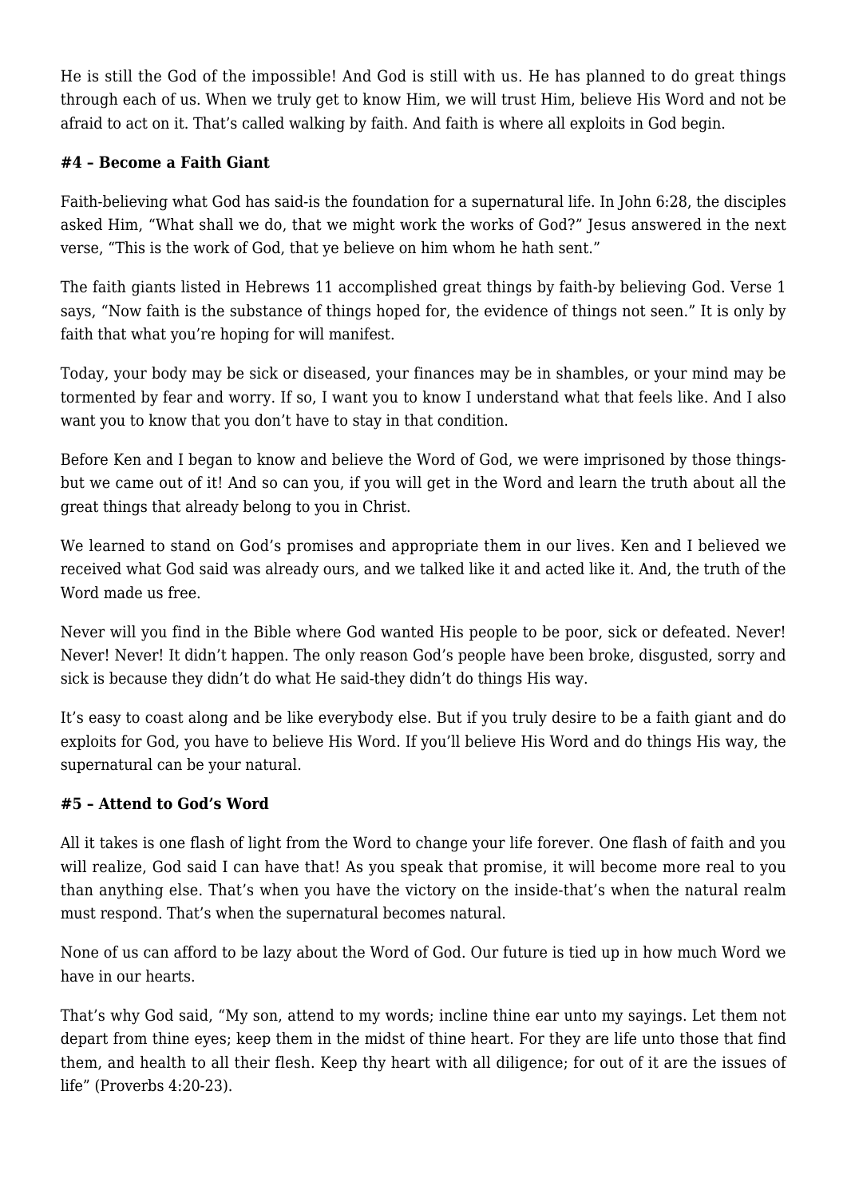He is still the God of the impossible! And God is still with us. He has planned to do great things through each of us. When we truly get to know Him, we will trust Him, believe His Word and not be afraid to act on it. That's called walking by faith. And faith is where all exploits in God begin.

**#4 – Become a Faith Giant**

Faith-believing what God has said-is the foundation for a supernatural life. In John 6:28, the disciples asked Him, "What shall we do, that we might work the works of God?" Jesus answered in the next verse, "This is the work of God, that ye believe on him whom he hath sent."

The faith giants listed in Hebrews 11 accomplished great things by faith-by believing God. Verse 1 says, "Now faith is the substance of things hoped for, the evidence of things not seen." It is only by faith that what you're hoping for will manifest.

Today, your body may be sick or diseased, your finances may be in shambles, or your mind may be tormented by fear and worry. If so, I want you to know I understand what that feels like. And I also want you to know that you don't have to stay in that condition.

Before Ken and I began to know and believe the Word of God, we were imprisoned by those things-but we came out of it! And so can you, if you will get in the Word and learn the truth about all the great things that already belong to you in Christ.

We learned to stand on God's promises and appropriate them in our lives. Ken and I believed we received what God said was already ours, and we talked like it and acted like it. And, the truth of the Word made us free.

Never will you find in the Bible where God wanted His people to be poor, sick or defeated. Never! Never! Never! It didn't happen. The only reason God's people have been broke, disgusted, sorry and sick is because they didn't do what He said-they didn't do things His way.

It's easy to coast along and be like everybody else. But if you truly desire to be a faith giant and do exploits for God, you have to believe His Word. If you'll believe His Word and do things His way, the supernatural can be your natural.

**#5 – Attend to God's Word**

All it takes is one flash of light from the Word to change your life forever. One flash of faith and you will realize, God said I can have that! As you speak that promise, it will become more real to you than anything else. That's when you have the victory on the inside-that's when the natural realm must respond. That's when the supernatural becomes natural.

None of us can afford to be lazy about the Word of God. Our future is tied up in how much Word we have in our hearts.

That's why God said, "My son, attend to my words; incline thine ear unto my sayings. Let them not depart from thine eyes; keep them in the midst of thine heart. For they are life unto those that find them, and health to all their flesh. Keep thy heart with all diligence; for out of it are the issues of life" (Proverbs 4:20-23).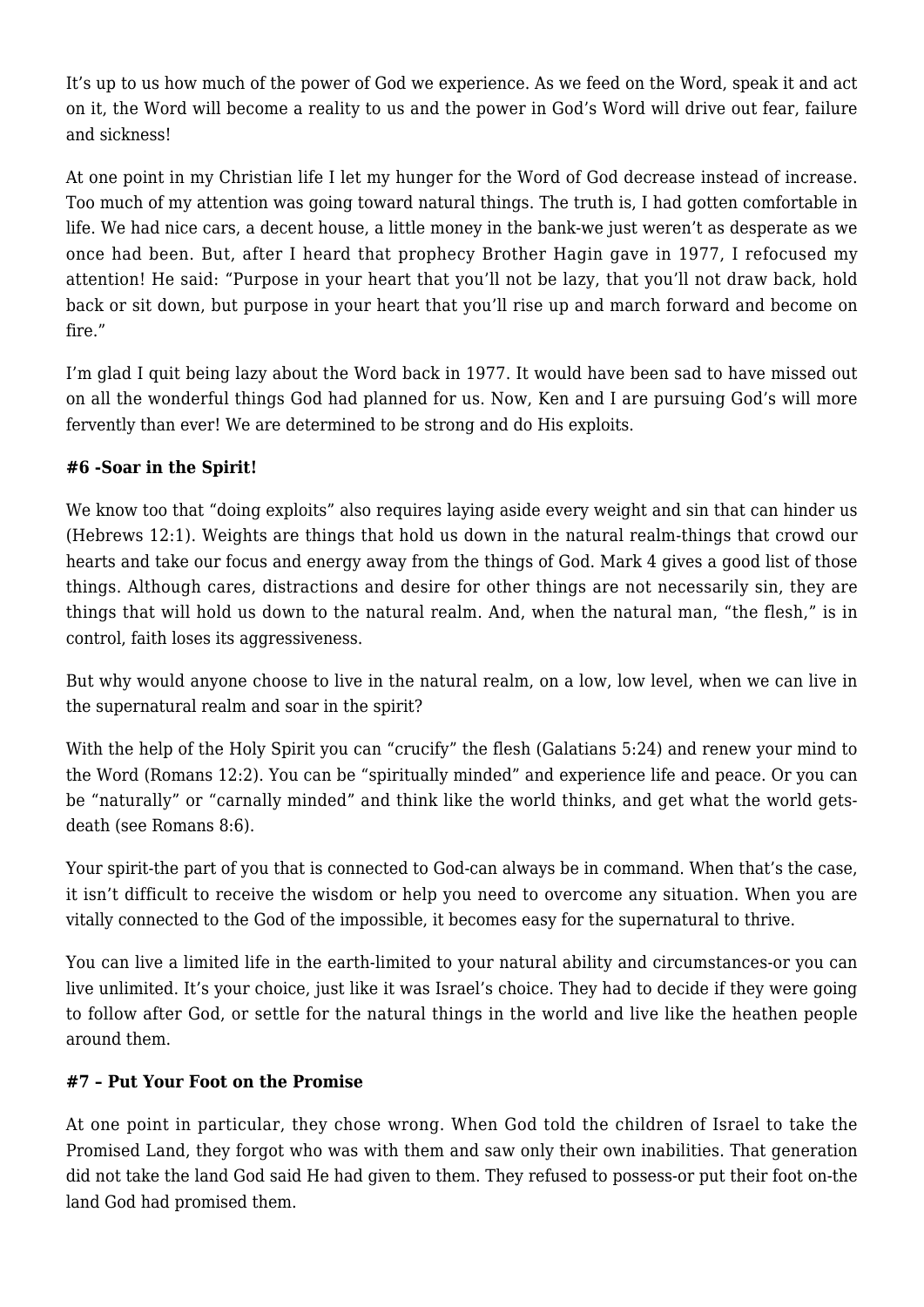It's up to us how much of the power of God we experience. As we feed on the Word, speak it and act on it, the Word will become a reality to us and the power in God's Word will drive out fear, failure and sickness!

At one point in my Christian life I let my hunger for the Word of God decrease instead of increase. Too much of my attention was going toward natural things. The truth is, I had gotten comfortable in life. We had nice cars, a decent house, a little money in the bank-we just weren't as desperate as we once had been. But, after I heard that prophecy Brother Hagin gave in 1977, I refocused my attention! He said: "Purpose in your heart that you'll not be lazy, that you'll not draw back, hold back or sit down, but purpose in your heart that you'll rise up and march forward and become on fire."

I'm glad I quit being lazy about the Word back in 1977. It would have been sad to have missed out on all the wonderful things God had planned for us. Now, Ken and I are pursuing God's will more fervently than ever! We are determined to be strong and do His exploits.

**#6 -Soar in the Spirit!**

We know too that "doing exploits" also requires laying aside every weight and sin that can hinder us (Hebrews 12:1). Weights are things that hold us down in the natural realm-things that crowd our hearts and take our focus and energy away from the things of God. Mark 4 gives a good list of those things. Although cares, distractions and desire for other things are not necessarily sin, they are things that will hold us down to the natural realm. And, when the natural man, "the flesh," is in control, faith loses its aggressiveness.

But why would anyone choose to live in the natural realm, on a low, low level, when we can live in the supernatural realm and soar in the spirit?

With the help of the Holy Spirit you can "crucify" the flesh (Galatians 5:24) and renew your mind to the Word (Romans 12:2). You can be "spiritually minded" and experience life and peace. Or you can be "naturally" or "carnally minded" and think like the world thinks, and get what the world gets-death (see Romans 8:6).

Your spirit-the part of you that is connected to God-can always be in command. When that's the case, it isn't difficult to receive the wisdom or help you need to overcome any situation. When you are vitally connected to the God of the impossible, it becomes easy for the supernatural to thrive.

You can live a limited life in the earth-limited to your natural ability and circumstances-or you can live unlimited. It's your choice, just like it was Israel's choice. They had to decide if they were going to follow after God, or settle for the natural things in the world and live like the heathen people around them.

**#7 – Put Your Foot on the Promise**

At one point in particular, they chose wrong. When God told the children of Israel to take the Promised Land, they forgot who was with them and saw only their own inabilities. That generation did not take the land God said He had given to them. They refused to possess-or put their foot on-the land God had promised them.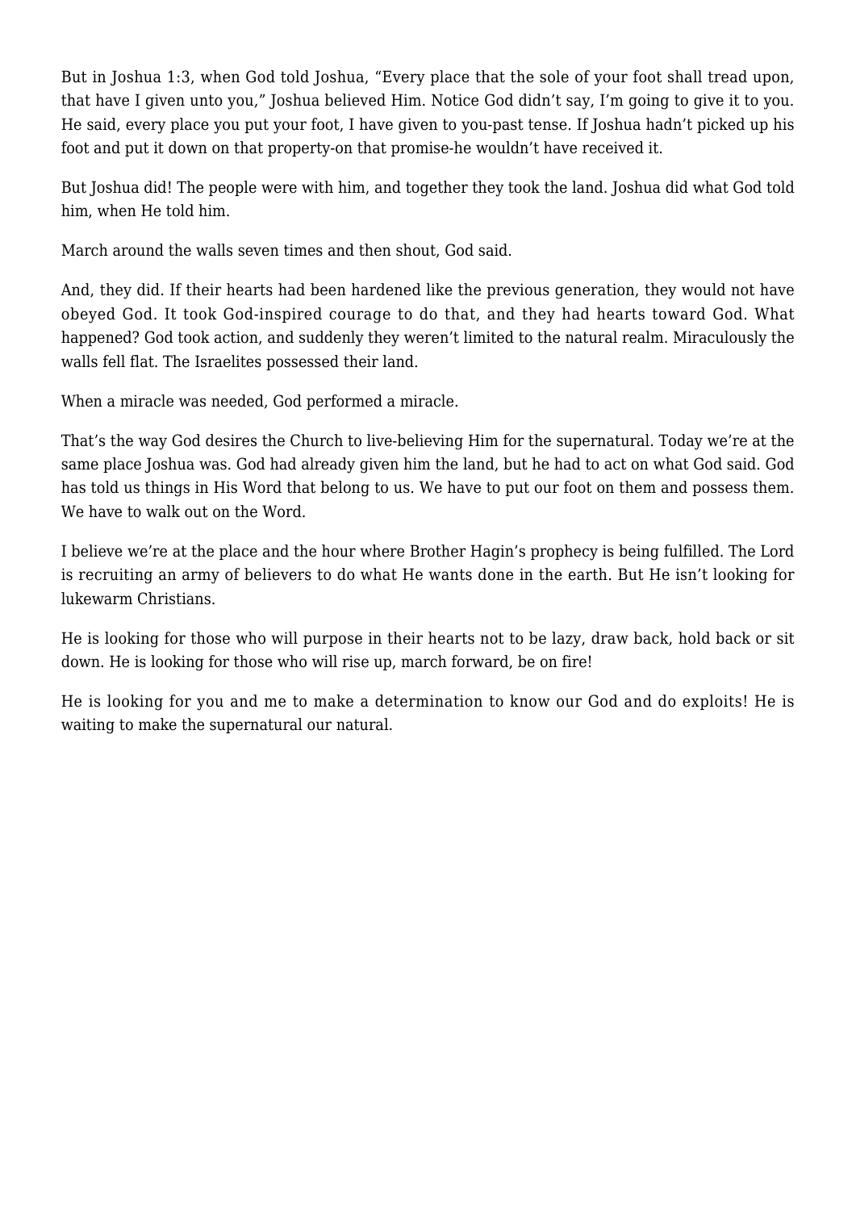But in Joshua 1:3, when God told Joshua, “Every place that the sole of your foot shall tread upon, that have I given unto you,” Joshua believed Him. Notice God didn’t say, I’m going to give it to you. He said, every place you put your foot, I have given to you-past tense. If Joshua hadn’t picked up his foot and put it down on that property-on that promise-he wouldn’t have received it.

But Joshua did! The people were with him, and together they took the land. Joshua did what God told him, when He told him.

March around the walls seven times and then shout, God said.

And, they did. If their hearts had been hardened like the previous generation, they would not have obeyed God. It took God-inspired courage to do that, and they had hearts toward God. What happened? God took action, and suddenly they weren’t limited to the natural realm. Miraculously the walls fell flat. The Israelites possessed their land.

When a miracle was needed, God performed a miracle.

That’s the way God desires the Church to live-believing Him for the supernatural. Today we’re at the same place Joshua was. God had already given him the land, but he had to act on what God said. God has told us things in His Word that belong to us. We have to put our foot on them and possess them. We have to walk out on the Word.

I believe we’re at the place and the hour where Brother Hagin’s prophecy is being fulfilled. The Lord is recruiting an army of believers to do what He wants done in the earth. But He isn’t looking for lukewarm Christians.

He is looking for those who will purpose in their hearts not to be lazy, draw back, hold back or sit down. He is looking for those who will rise up, march forward, be on fire!

He is looking for you and me to make a determination to know our God and do exploits! He is waiting to make the supernatural our natural.